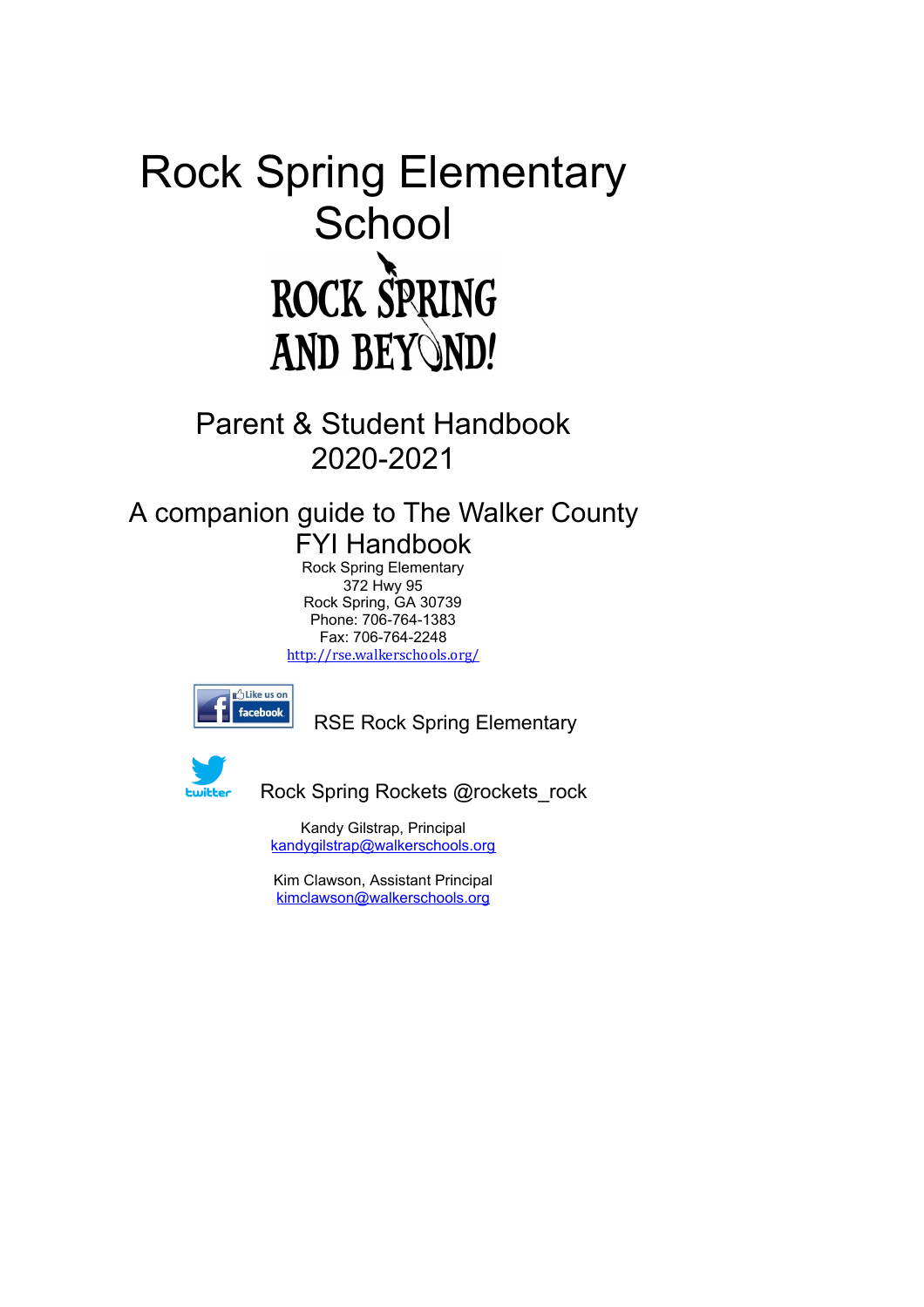# Rock Spring Elementary School

ROCK SPRING AND BEYOND!

## Parent & Student Handbook 2020-2021

## A companion guide to The Walker County FYI Handbook

Rock Spring Elementary
372 Hwy 95
Rock Spring, GA 30739
Phone: 706-764-1383
Fax: 706-764-2248
http://rse.walkerschools.org/

Like us on facebook — RSE Rock Spring Elementary

twitter — Rock Spring Rockets @rockets_rock

Kandy Gilstrap, Principal
kandygilstrap@walkerschools.org

Kim Clawson, Assistant Principal
kimclawson@walkerschools.org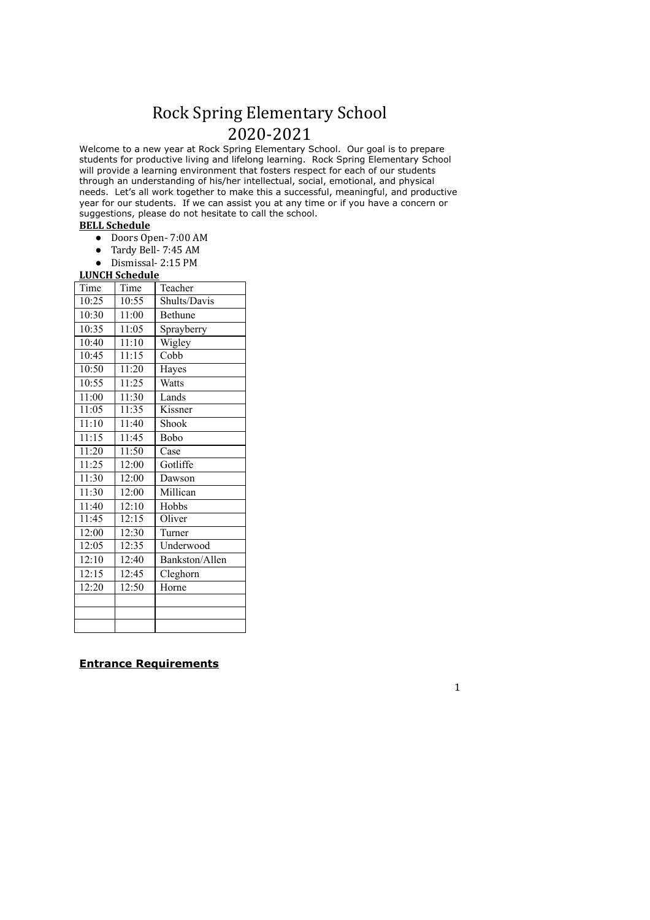# Rock Spring Elementary School
# 2020-2021

Welcome to a new year at Rock Spring Elementary School. Our goal is to prepare students for productive living and lifelong learning. Rock Spring Elementary School will provide a learning environment that fosters respect for each of our students through an understanding of his/her intellectual, social, emotional, and physical needs. Let's all work together to make this a successful, meaningful, and productive year for our students. If we can assist you at any time or if you have a concern or suggestions, please do not hesitate to call the school.

**BELL Schedule**

- Doors Open- 7:00 AM
- Tardy Bell- 7:45 AM
- Dismissal- 2:15 PM

**LUNCH Schedule**

| Time | Time | Teacher |
|---|---|---|
| 10:25 | 10:55 | Shults/Davis |
| 10:30 | 11:00 | Bethune |
| 10:35 | 11:05 | Sprayberry |
| 10:40 | 11:10 | Wigley |
| 10:45 | 11:15 | Cobb |
| 10:50 | 11:20 | Hayes |
| 10:55 | 11:25 | Watts |
| 11:00 | 11:30 | Lands |
| 11:05 | 11:35 | Kissner |
| 11:10 | 11:40 | Shook |
| 11:15 | 11:45 | Bobo |
| 11:20 | 11:50 | Case |
| 11:25 | 12:00 | Gotliffe |
| 11:30 | 12:00 | Dawson |
| 11:30 | 12:00 | Millican |
| 11:40 | 12:10 | Hobbs |
| 11:45 | 12:15 | Oliver |
| 12:00 | 12:30 | Turner |
| 12:05 | 12:35 | Underwood |
| 12:10 | 12:40 | Bankston/Allen |
| 12:15 | 12:45 | Cleghorn |
| 12:20 | 12:50 | Horne |
| | | |
| | | |
| | | |

**Entrance Requirements**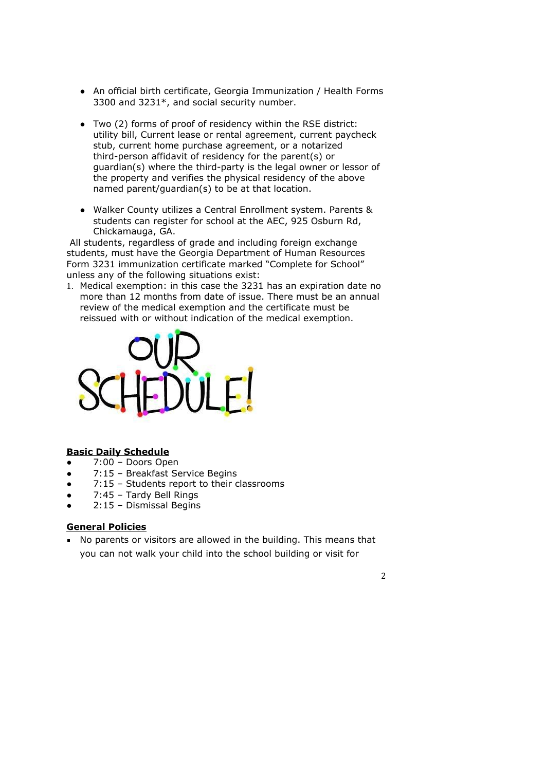- An official birth certificate, Georgia Immunization / Health Forms 3300 and 3231*, and social security number.

- Two (2) forms of proof of residency within the RSE district: utility bill, Current lease or rental agreement, current paycheck stub, current home purchase agreement, or a notarized third-person affidavit of residency for the parent(s) or guardian(s) where the third-party is the legal owner or lessor of the property and verifies the physical residency of the above named parent/guardian(s) to be at that location.

- Walker County utilizes a Central Enrollment system. Parents & students can register for school at the AEC, 925 Osburn Rd, Chickamauga, GA.

All students, regardless of grade and including foreign exchange students, must have the Georgia Department of Human Resources Form 3231 immunization certificate marked "Complete for School" unless any of the following situations exist:

1. Medical exemption: in this case the 3231 has an expiration date no more than 12 months from date of issue. There must be an annual review of the medical exemption and the certificate must be reissued with or without indication of the medical exemption.

OUR SCHEDULE!

**Basic Daily Schedule**

- 7:00 – Doors Open
- 7:15 – Breakfast Service Begins
- 7:15 – Students report to their classrooms
- 7:45 – Tardy Bell Rings
- 2:15 – Dismissal Begins

**General Policies**

- No parents or visitors are allowed in the building. This means that you can not walk your child into the school building or visit for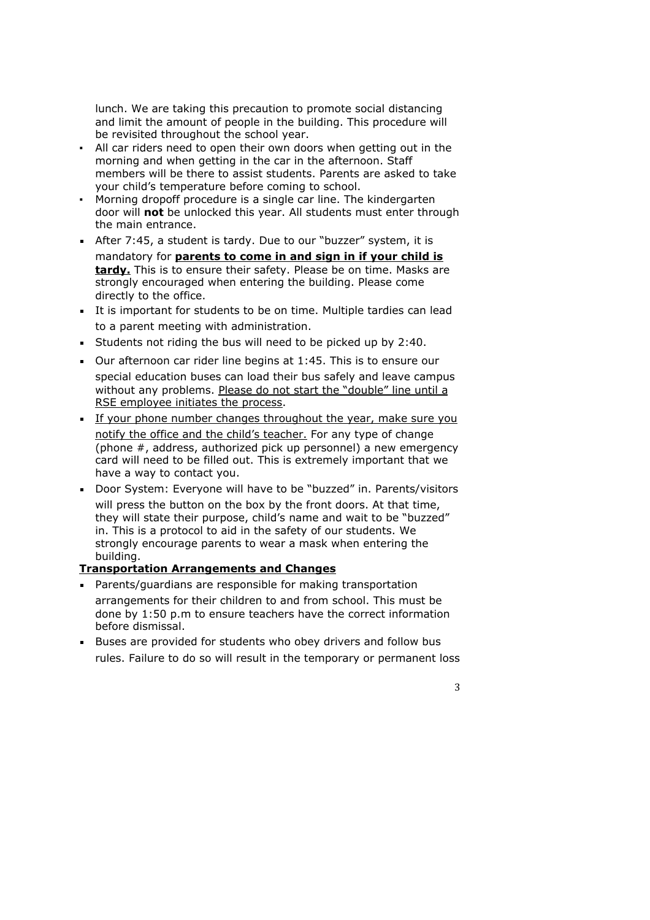lunch. We are taking this precaution to promote social distancing and limit the amount of people in the building. This procedure will be revisited throughout the school year.

- All car riders need to open their own doors when getting out in the morning and when getting in the car in the afternoon. Staff members will be there to assist students. Parents are asked to take your child's temperature before coming to school.
- Morning dropoff procedure is a single car line. The kindergarten door will **not** be unlocked this year. All students must enter through the main entrance.
- After 7:45, a student is tardy. Due to our "buzzer" system, it is mandatory for **<u>parents to come in and sign in if your child is tardy.</u>** This is to ensure their safety. Please be on time. Masks are strongly encouraged when entering the building. Please come directly to the office.
- It is important for students to be on time. Multiple tardies can lead to a parent meeting with administration.
- Students not riding the bus will need to be picked up by 2:40.
- Our afternoon car rider line begins at 1:45. This is to ensure our special education buses can load their bus safely and leave campus without any problems. <u>Please do not start the "double" line until a RSE employee initiates the process</u>.
- <u>If your phone number changes throughout the year, make sure you notify the office and the child's teacher.</u> For any type of change (phone #, address, authorized pick up personnel) a new emergency card will need to be filled out. This is extremely important that we have a way to contact you.
- Door System: Everyone will have to be "buzzed" in. Parents/visitors will press the button on the box by the front doors. At that time, they will state their purpose, child's name and wait to be "buzzed" in. This is a protocol to aid in the safety of our students. We strongly encourage parents to wear a mask when entering the building.

**<u>Transportation Arrangements and Changes</u>**

- Parents/guardians are responsible for making transportation arrangements for their children to and from school. This must be done by 1:50 p.m to ensure teachers have the correct information before dismissal.
- Buses are provided for students who obey drivers and follow bus rules. Failure to do so will result in the temporary or permanent loss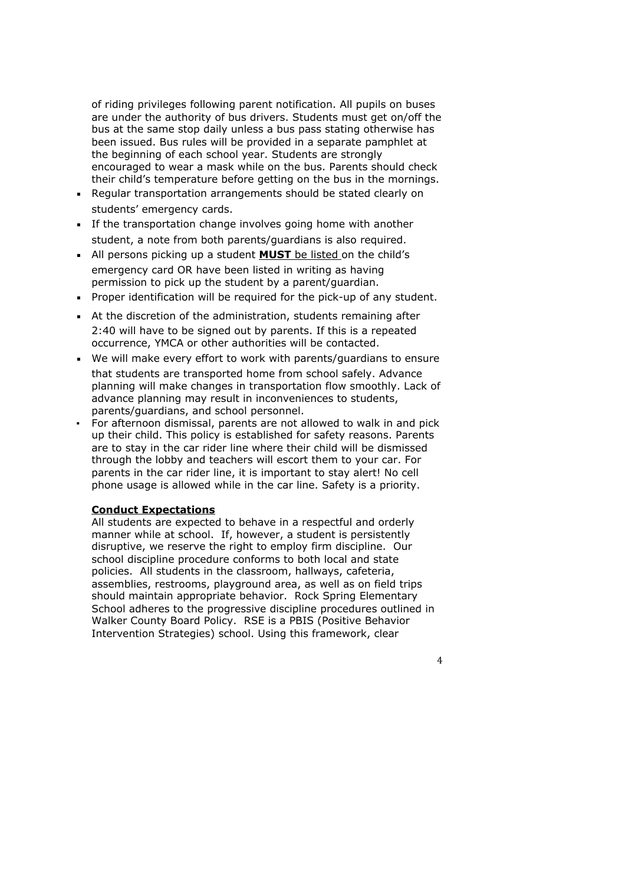of riding privileges following parent notification. All pupils on buses are under the authority of bus drivers. Students must get on/off the bus at the same stop daily unless a bus pass stating otherwise has been issued. Bus rules will be provided in a separate pamphlet at the beginning of each school year. Students are strongly encouraged to wear a mask while on the bus. Parents should check their child's temperature before getting on the bus in the mornings.

- Regular transportation arrangements should be stated clearly on students' emergency cards.
- If the transportation change involves going home with another student, a note from both parents/guardians is also required.
- All persons picking up a student **MUST** be listed on the child's emergency card OR have been listed in writing as having permission to pick up the student by a parent/guardian.
- Proper identification will be required for the pick-up of any student.
- At the discretion of the administration, students remaining after 2:40 will have to be signed out by parents. If this is a repeated occurrence, YMCA or other authorities will be contacted.
- We will make every effort to work with parents/guardians to ensure that students are transported home from school safely. Advance planning will make changes in transportation flow smoothly. Lack of advance planning may result in inconveniences to students, parents/guardians, and school personnel.
- For afternoon dismissal, parents are not allowed to walk in and pick up their child. This policy is established for safety reasons. Parents are to stay in the car rider line where their child will be dismissed through the lobby and teachers will escort them to your car. For parents in the car rider line, it is important to stay alert! No cell phone usage is allowed while in the car line. Safety is a priority.

**Conduct Expectations**

All students are expected to behave in a respectful and orderly manner while at school. If, however, a student is persistently disruptive, we reserve the right to employ firm discipline. Our school discipline procedure conforms to both local and state policies. All students in the classroom, hallways, cafeteria, assemblies, restrooms, playground area, as well as on field trips should maintain appropriate behavior. Rock Spring Elementary School adheres to the progressive discipline procedures outlined in Walker County Board Policy. RSE is a PBIS (Positive Behavior Intervention Strategies) school. Using this framework, clear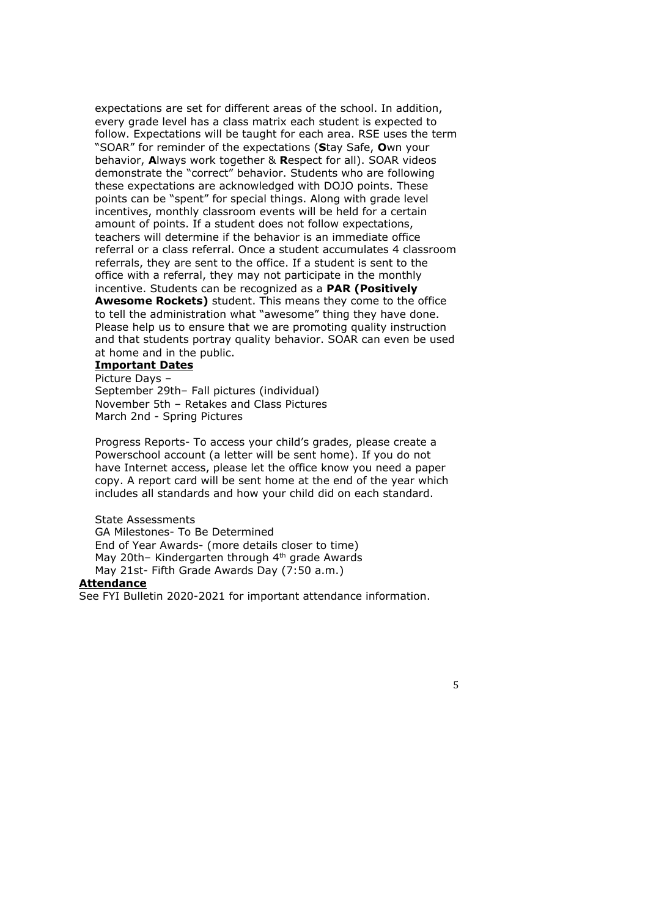expectations are set for different areas of the school. In addition, every grade level has a class matrix each student is expected to follow. Expectations will be taught for each area. RSE uses the term "SOAR" for reminder of the expectations (**S**tay Safe, **O**wn your behavior, **A**lways work together & **R**espect for all). SOAR videos demonstrate the "correct" behavior. Students who are following these expectations are acknowledged with DOJO points. These points can be "spent" for special things. Along with grade level incentives, monthly classroom events will be held for a certain amount of points. If a student does not follow expectations, teachers will determine if the behavior is an immediate office referral or a class referral. Once a student accumulates 4 classroom referrals, they are sent to the office. If a student is sent to the office with a referral, they may not participate in the monthly incentive. Students can be recognized as a **PAR (Positively Awesome Rockets)** student. This means they come to the office to tell the administration what "awesome" thing they have done. Please help us to ensure that we are promoting quality instruction and that students portray quality behavior. SOAR can even be used at home and in the public.

**Important Dates**

Picture Days –
September 29th– Fall pictures (individual)
November 5th – Retakes and Class Pictures
March 2nd - Spring Pictures

Progress Reports- To access your child's grades, please create a Powerschool account (a letter will be sent home). If you do not have Internet access, please let the office know you need a paper copy. A report card will be sent home at the end of the year which includes all standards and how your child did on each standard.

State Assessments
GA Milestones- To Be Determined
End of Year Awards- (more details closer to time)
May 20th– Kindergarten through 4th grade Awards
May 21st- Fifth Grade Awards Day (7:50 a.m.)

**Attendance**

See FYI Bulletin 2020-2021 for important attendance information.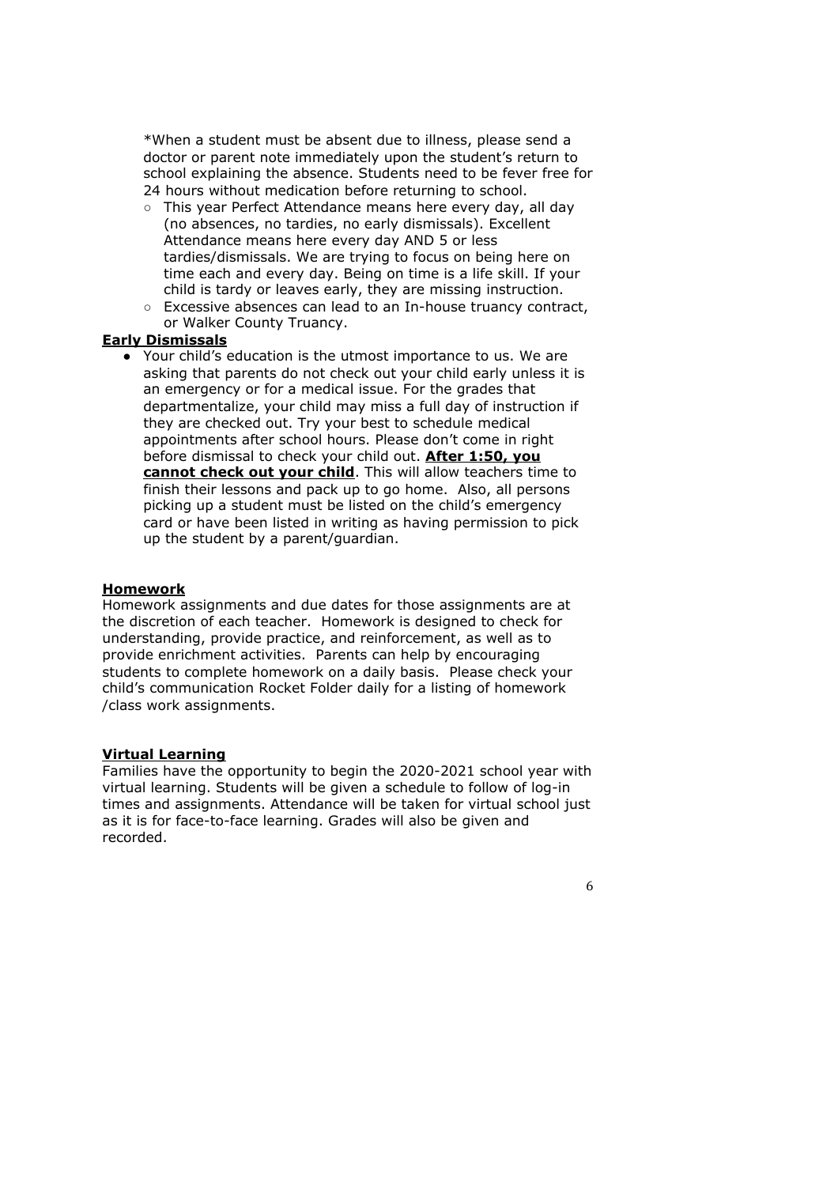*When a student must be absent due to illness, please send a doctor or parent note immediately upon the student's return to school explaining the absence. Students need to be fever free for 24 hours without medication before returning to school.

- This year Perfect Attendance means here every day, all day (no absences, no tardies, no early dismissals). Excellent Attendance means here every day AND 5 or less tardies/dismissals. We are trying to focus on being here on time each and every day. Being on time is a life skill. If your child is tardy or leaves early, they are missing instruction.
- Excessive absences can lead to an In-house truancy contract, or Walker County Truancy.

**Early Dismissals**

- Your child's education is the utmost importance to us. We are asking that parents do not check out your child early unless it is an emergency or for a medical issue. For the grades that departmentalize, your child may miss a full day of instruction if they are checked out. Try your best to schedule medical appointments after school hours. Please don't come in right before dismissal to check your child out. **After 1:50, you cannot check out your child**. This will allow teachers time to finish their lessons and pack up to go home. Also, all persons picking up a student must be listed on the child's emergency card or have been listed in writing as having permission to pick up the student by a parent/guardian.

**Homework**

Homework assignments and due dates for those assignments are at the discretion of each teacher. Homework is designed to check for understanding, provide practice, and reinforcement, as well as to provide enrichment activities. Parents can help by encouraging students to complete homework on a daily basis. Please check your child's communication Rocket Folder daily for a listing of homework /class work assignments.

**Virtual Learning**

Families have the opportunity to begin the 2020-2021 school year with virtual learning. Students will be given a schedule to follow of log-in times and assignments. Attendance will be taken for virtual school just as it is for face-to-face learning. Grades will also be given and recorded.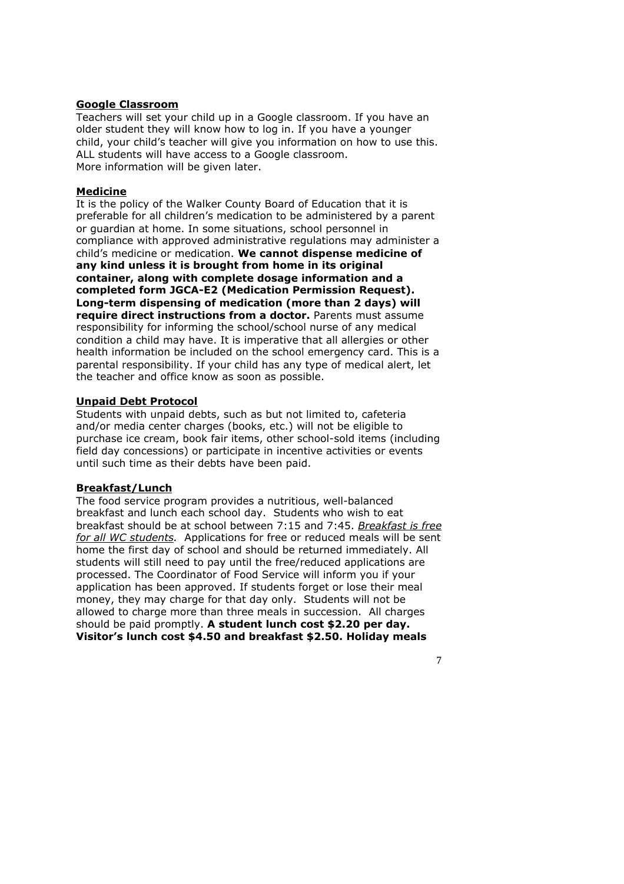**Google Classroom**

Teachers will set your child up in a Google classroom. If you have an older student they will know how to log in. If you have a younger child, your child's teacher will give you information on how to use this. ALL students will have access to a Google classroom.
More information will be given later.

**Medicine**

It is the policy of the Walker County Board of Education that it is preferable for all children's medication to be administered by a parent or guardian at home. In some situations, school personnel in compliance with approved administrative regulations may administer a child's medicine or medication. **We cannot dispense medicine of any kind unless it is brought from home in its original container, along with complete dosage information and a completed form JGCA-E2 (Medication Permission Request). Long-term dispensing of medication (more than 2 days) will require direct instructions from a doctor.** Parents must assume responsibility for informing the school/school nurse of any medical condition a child may have. It is imperative that all allergies or other health information be included on the school emergency card. This is a parental responsibility. If your child has any type of medical alert, let the teacher and office know as soon as possible.

**Unpaid Debt Protocol**

Students with unpaid debts, such as but not limited to, cafeteria and/or media center charges (books, etc.) will not be eligible to purchase ice cream, book fair items, other school-sold items (including field day concessions) or participate in incentive activities or events until such time as their debts have been paid.

**Breakfast/Lunch**

The food service program provides a nutritious, well-balanced breakfast and lunch each school day. Students who wish to eat breakfast should be at school between 7:15 and 7:45. *Breakfast is free for all WC students.* Applications for free or reduced meals will be sent home the first day of school and should be returned immediately. All students will still need to pay until the free/reduced applications are processed. The Coordinator of Food Service will inform you if your application has been approved. If students forget or lose their meal money, they may charge for that day only. Students will not be allowed to charge more than three meals in succession. All charges should be paid promptly. **A student lunch cost $2.20 per day. Visitor's lunch cost $4.50 and breakfast $2.50. Holiday meals**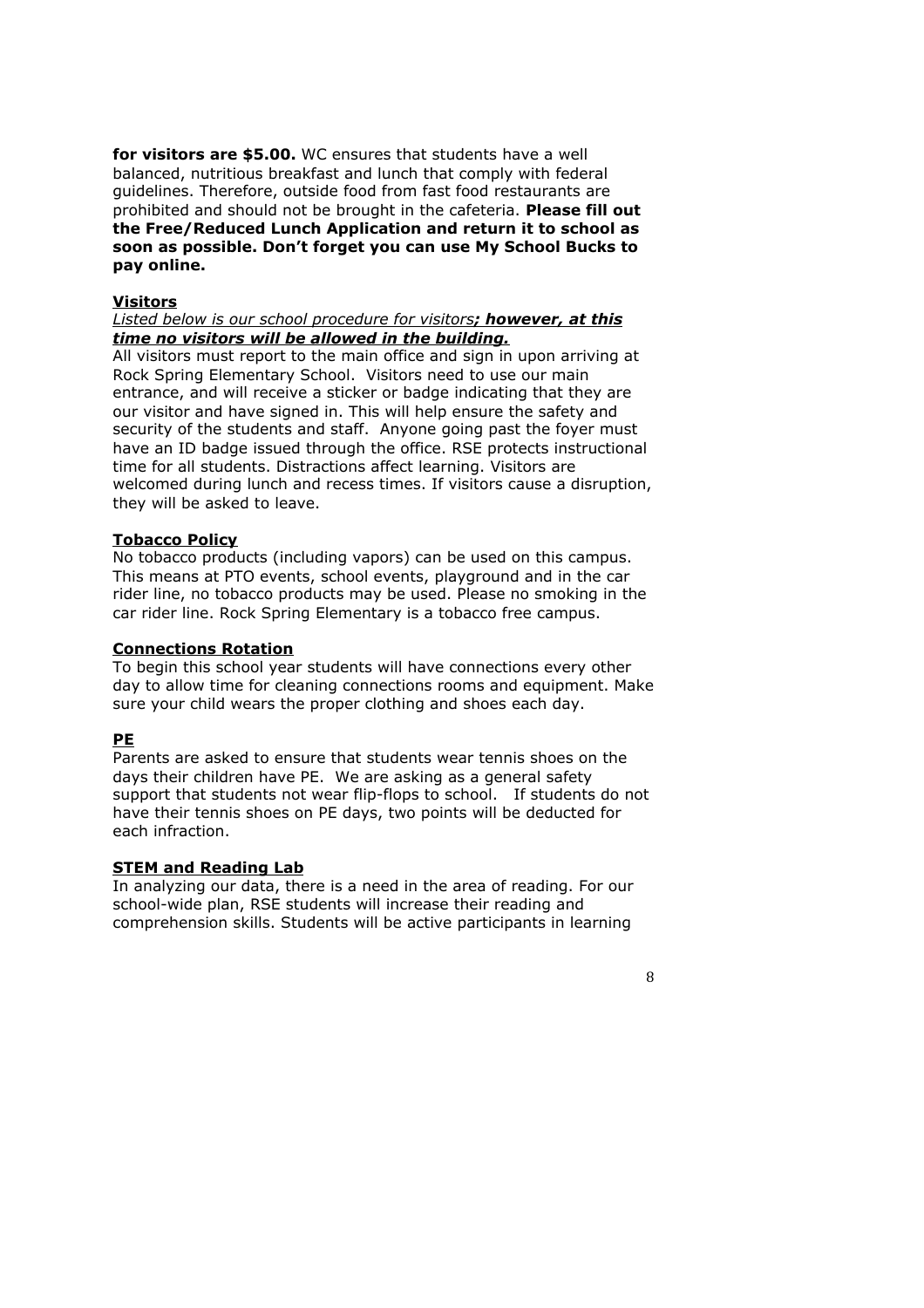**for visitors are $5.00.** WC ensures that students have a well balanced, nutritious breakfast and lunch that comply with federal guidelines. Therefore, outside food from fast food restaurants are prohibited and should not be brought in the cafeteria. **Please fill out the Free/Reduced Lunch Application and return it to school as soon as possible. Don't forget you can use My School Bucks to pay online.**

## Visitors

*Listed below is our school procedure for visitors**; however, at this time no visitors will be allowed in the building.***

All visitors must report to the main office and sign in upon arriving at Rock Spring Elementary School. Visitors need to use our main entrance, and will receive a sticker or badge indicating that they are our visitor and have signed in. This will help ensure the safety and security of the students and staff. Anyone going past the foyer must have an ID badge issued through the office. RSE protects instructional time for all students. Distractions affect learning. Visitors are welcomed during lunch and recess times. If visitors cause a disruption, they will be asked to leave.

## Tobacco Policy

No tobacco products (including vapors) can be used on this campus. This means at PTO events, school events, playground and in the car rider line, no tobacco products may be used. Please no smoking in the car rider line. Rock Spring Elementary is a tobacco free campus.

## Connections Rotation

To begin this school year students will have connections every other day to allow time for cleaning connections rooms and equipment. Make sure your child wears the proper clothing and shoes each day.

## PE

Parents are asked to ensure that students wear tennis shoes on the days their children have PE. We are asking as a general safety support that students not wear flip-flops to school. If students do not have their tennis shoes on PE days, two points will be deducted for each infraction.

## STEM and Reading Lab

In analyzing our data, there is a need in the area of reading. For our school-wide plan, RSE students will increase their reading and comprehension skills. Students will be active participants in learning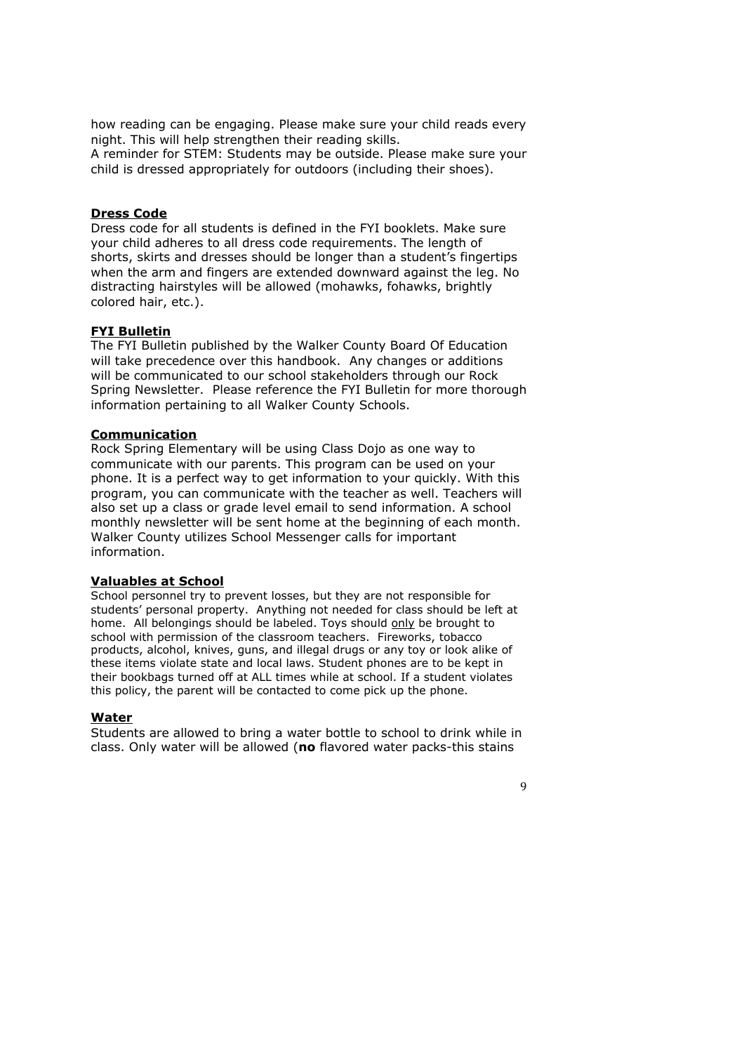how reading can be engaging. Please make sure your child reads every night. This will help strengthen their reading skills.
A reminder for STEM: Students may be outside. Please make sure your child is dressed appropriately for outdoors (including their shoes).

**Dress Code**

Dress code for all students is defined in the FYI booklets. Make sure your child adheres to all dress code requirements. The length of shorts, skirts and dresses should be longer than a student's fingertips when the arm and fingers are extended downward against the leg. No distracting hairstyles will be allowed (mohawks, fohawks, brightly colored hair, etc.).

**FYI Bulletin**

The FYI Bulletin published by the Walker County Board Of Education will take precedence over this handbook. Any changes or additions will be communicated to our school stakeholders through our Rock Spring Newsletter. Please reference the FYI Bulletin for more thorough information pertaining to all Walker County Schools.

**Communication**

Rock Spring Elementary will be using Class Dojo as one way to communicate with our parents. This program can be used on your phone. It is a perfect way to get information to your quickly. With this program, you can communicate with the teacher as well. Teachers will also set up a class or grade level email to send information. A school monthly newsletter will be sent home at the beginning of each month. Walker County utilizes School Messenger calls for important information.

**Valuables at School**

School personnel try to prevent losses, but they are not responsible for students' personal property. Anything not needed for class should be left at home. All belongings should be labeled. Toys should only be brought to school with permission of the classroom teachers. Fireworks, tobacco products, alcohol, knives, guns, and illegal drugs or any toy or look alike of these items violate state and local laws. Student phones are to be kept in their bookbags turned off at ALL times while at school. If a student violates this policy, the parent will be contacted to come pick up the phone.

**Water**

Students are allowed to bring a water bottle to school to drink while in class. Only water will be allowed (**no** flavored water packs-this stains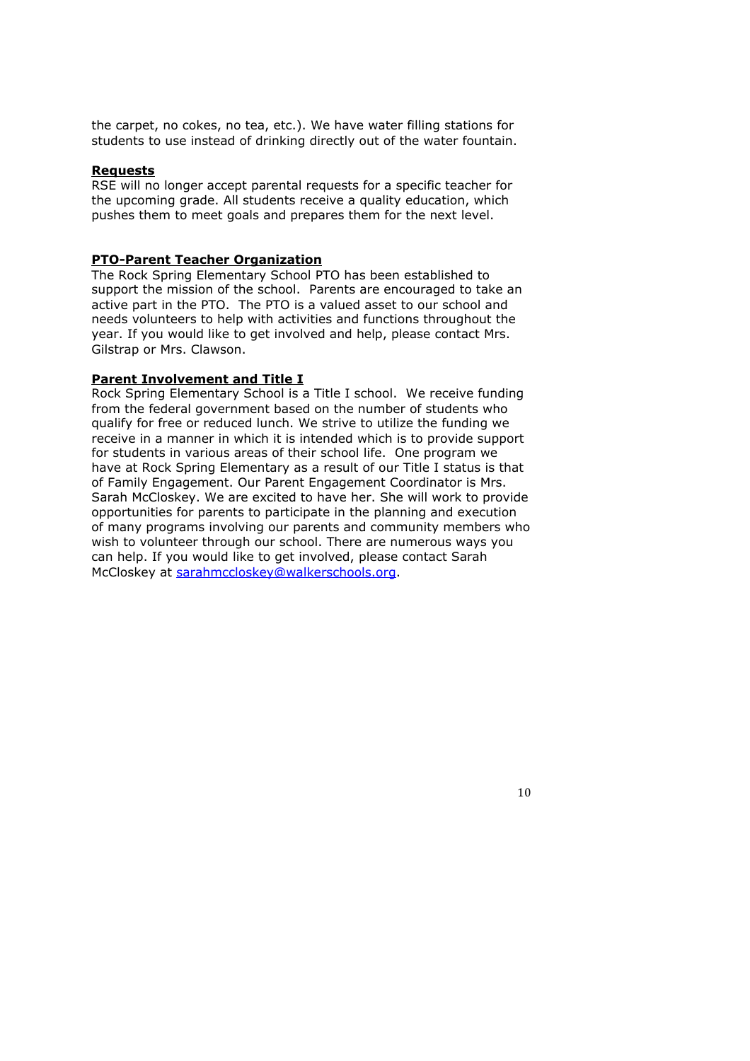the carpet, no cokes, no tea, etc.). We have water filling stations for students to use instead of drinking directly out of the water fountain.

**Requests**

RSE will no longer accept parental requests for a specific teacher for the upcoming grade. All students receive a quality education, which pushes them to meet goals and prepares them for the next level.

**PTO-Parent Teacher Organization**

The Rock Spring Elementary School PTO has been established to support the mission of the school. Parents are encouraged to take an active part in the PTO. The PTO is a valued asset to our school and needs volunteers to help with activities and functions throughout the year. If you would like to get involved and help, please contact Mrs. Gilstrap or Mrs. Clawson.

**Parent Involvement and Title I**

Rock Spring Elementary School is a Title I school. We receive funding from the federal government based on the number of students who qualify for free or reduced lunch. We strive to utilize the funding we receive in a manner in which it is intended which is to provide support for students in various areas of their school life. One program we have at Rock Spring Elementary as a result of our Title I status is that of Family Engagement. Our Parent Engagement Coordinator is Mrs. Sarah McCloskey. We are excited to have her. She will work to provide opportunities for parents to participate in the planning and execution of many programs involving our parents and community members who wish to volunteer through our school. There are numerous ways you can help. If you would like to get involved, please contact Sarah McCloskey at sarahmccloskey@walkerschools.org.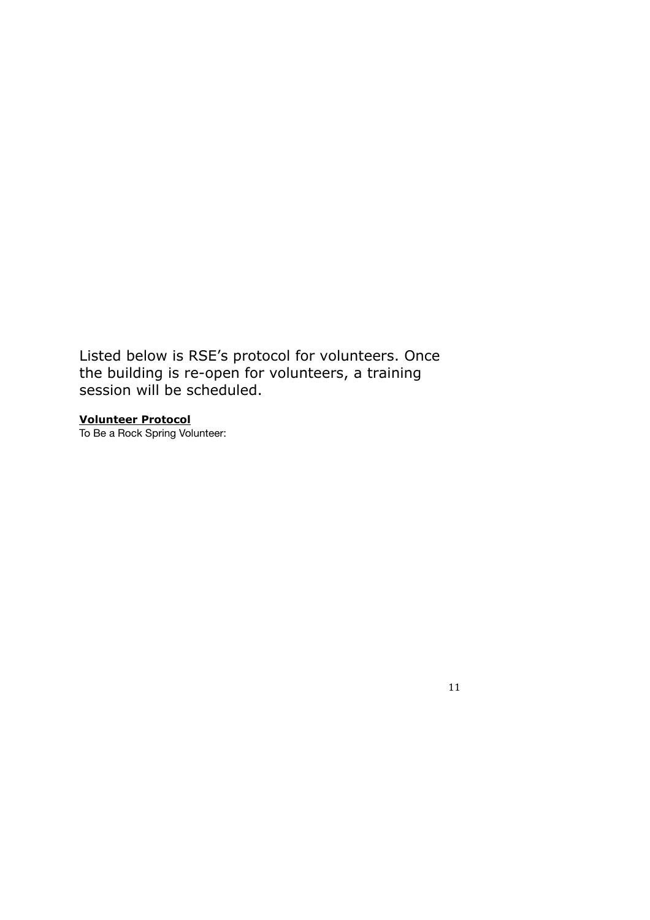Listed below is RSE's protocol for volunteers. Once the building is re-open for volunteers, a training session will be scheduled.

**Volunteer Protocol**

To Be a Rock Spring Volunteer: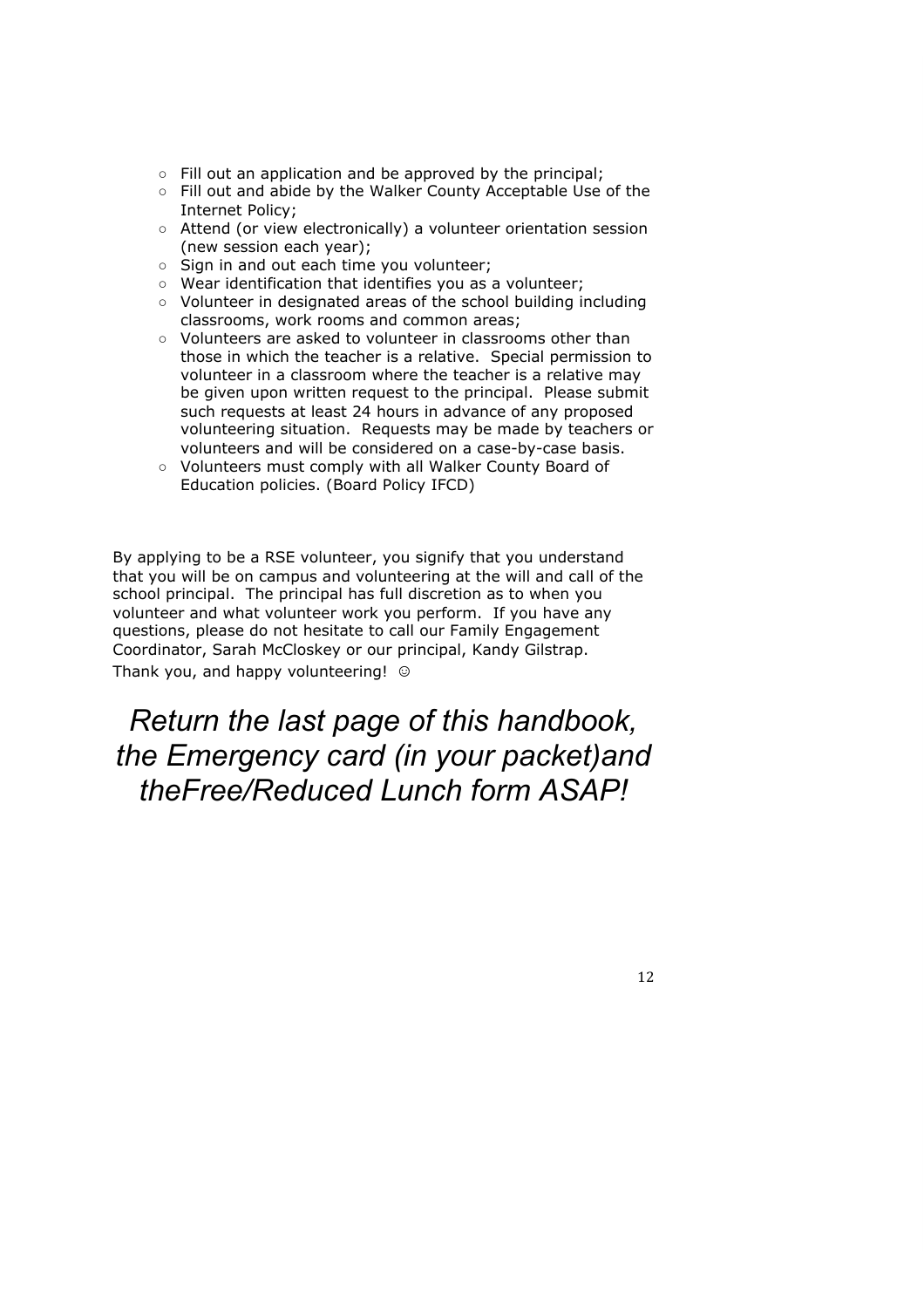- Fill out an application and be approved by the principal;
- Fill out and abide by the Walker County Acceptable Use of the Internet Policy;
- Attend (or view electronically) a volunteer orientation session (new session each year);
- Sign in and out each time you volunteer;
- Wear identification that identifies you as a volunteer;
- Volunteer in designated areas of the school building including classrooms, work rooms and common areas;
- Volunteers are asked to volunteer in classrooms other than those in which the teacher is a relative. Special permission to volunteer in a classroom where the teacher is a relative may be given upon written request to the principal. Please submit such requests at least 24 hours in advance of any proposed volunteering situation. Requests may be made by teachers or volunteers and will be considered on a case-by-case basis.
- Volunteers must comply with all Walker County Board of Education policies. (Board Policy IFCD)

By applying to be a RSE volunteer, you signify that you understand that you will be on campus and volunteering at the will and call of the school principal. The principal has full discretion as to when you volunteer and what volunteer work you perform. If you have any questions, please do not hesitate to call our Family Engagement Coordinator, Sarah McCloskey or our principal, Kandy Gilstrap.
Thank you, and happy volunteering! ☺

*Return the last page of this handbook, the Emergency card (in your packet)and theFree/Reduced Lunch form ASAP!*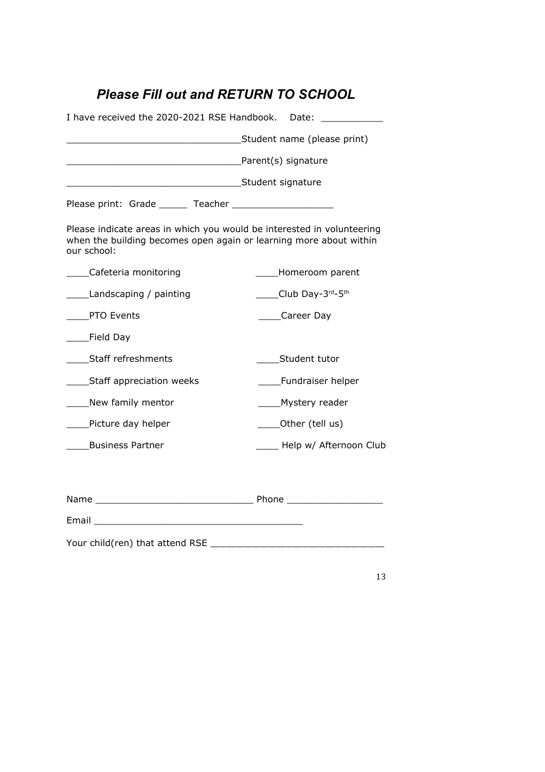## *Please Fill out and RETURN TO SCHOOL*

I have received the 2020-2021 RSE Handbook.    Date: ___________

_______________________________Student name (please print)

_______________________________Parent(s) signature

_______________________________Student signature

Please print:  Grade _____  Teacher __________________

Please indicate areas in which you would be interested in volunteering when the building becomes open again or learning more about within our school:

____Cafeteria monitoring

____Homeroom parent

____Landscaping / painting

____Club Day-3rd-5th

____PTO Events

____Career Day

____Field Day

____Staff refreshments

____Student tutor

____Staff appreciation weeks

____Fundraiser helper

____New family mentor

____Mystery reader

____Picture day helper

____Other (tell us)

____Business Partner

____ Help w/ Afternoon Club

Name ____________________________ Phone _________________

Email _____________________________________

Your child(ren) that attend RSE ______________________________